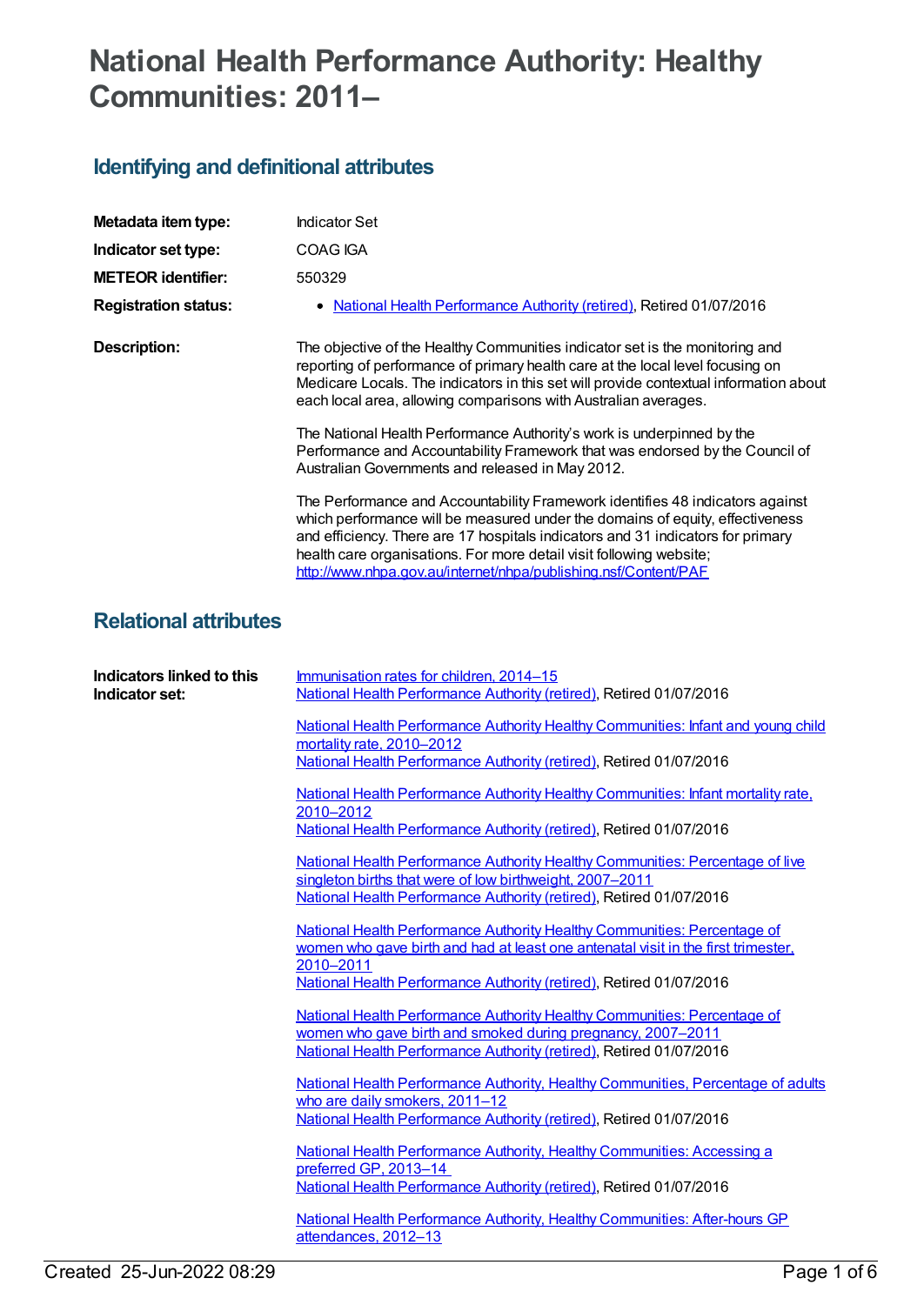# National Health Performance Authority: Healthy Communities: 2011–

## Identifying and definitional attributes

| | |
|---|---|
| **Metadata item type:** | Indicator Set |
| **Indicator set type:** | COAG IGA |
| **METEOR identifier:** | 550329 |
| **Registration status:** | • National Health Performance Authority (retired), Retired 01/07/2016 |

**Description:**

The objective of the Healthy Communities indicator set is the monitoring and reporting of performance of primary health care at the local level focusing on Medicare Locals. The indicators in this set will provide contextual information about each local area, allowing comparisons with Australian averages.

The National Health Performance Authority's work is underpinned by the Performance and Accountability Framework that was endorsed by the Council of Australian Governments and released in May 2012.

The Performance and Accountability Framework identifies 48 indicators against which performance will be measured under the domains of equity, effectiveness and efficiency. There are 17 hospitals indicators and 31 indicators for primary health care organisations. For more detail visit following website; http://www.nhpa.gov.au/internet/nhpa/publishing.nsf/Content/PAF

## Relational attributes

**Indicators linked to this Indicator set:**

Immunisation rates for children, 2014–15
National Health Performance Authority (retired), Retired 01/07/2016

National Health Performance Authority Healthy Communities: Infant and young child mortality rate, 2010–2012
National Health Performance Authority (retired), Retired 01/07/2016

National Health Performance Authority Healthy Communities: Infant mortality rate, 2010–2012
National Health Performance Authority (retired), Retired 01/07/2016

National Health Performance Authority Healthy Communities: Percentage of live singleton births that were of low birthweight, 2007–2011
National Health Performance Authority (retired), Retired 01/07/2016

National Health Performance Authority Healthy Communities: Percentage of women who gave birth and had at least one antenatal visit in the first trimester, 2010–2011
National Health Performance Authority (retired), Retired 01/07/2016

National Health Performance Authority Healthy Communities: Percentage of women who gave birth and smoked during pregnancy, 2007–2011
National Health Performance Authority (retired), Retired 01/07/2016

National Health Performance Authority, Healthy Communities, Percentage of adults who are daily smokers, 2011–12
National Health Performance Authority (retired), Retired 01/07/2016

National Health Performance Authority, Healthy Communities: Accessing a preferred GP, 2013–14
National Health Performance Authority (retired), Retired 01/07/2016

National Health Performance Authority, Healthy Communities: After-hours GP attendances, 2012–13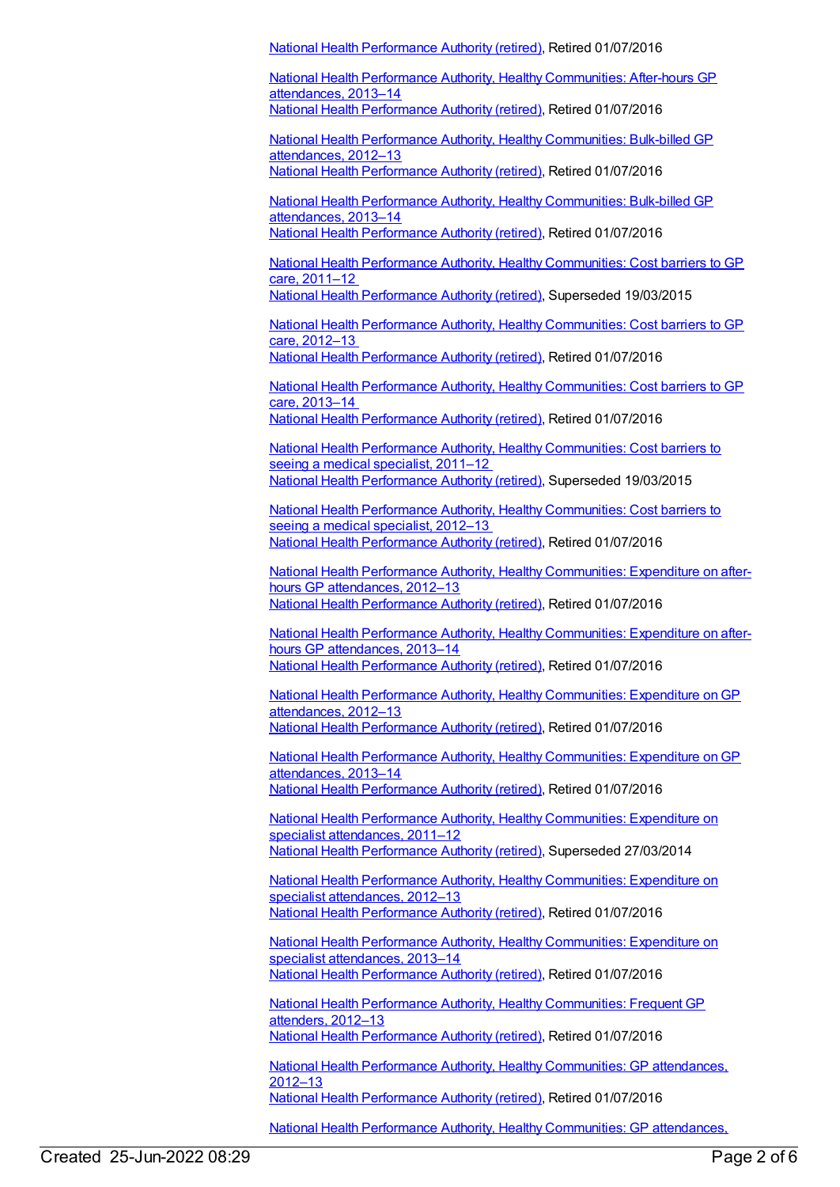National Health Performance Authority (retired), Retired 01/07/2016

National Health Performance Authority, Healthy Communities: After-hours GP attendances, 2013–14
National Health Performance Authority (retired), Retired 01/07/2016

National Health Performance Authority, Healthy Communities: Bulk-billed GP attendances, 2012–13
National Health Performance Authority (retired), Retired 01/07/2016

National Health Performance Authority, Healthy Communities: Bulk-billed GP attendances, 2013–14
National Health Performance Authority (retired), Retired 01/07/2016

National Health Performance Authority, Healthy Communities: Cost barriers to GP care, 2011–12
National Health Performance Authority (retired), Superseded 19/03/2015

National Health Performance Authority, Healthy Communities: Cost barriers to GP care, 2012–13
National Health Performance Authority (retired), Retired 01/07/2016

National Health Performance Authority, Healthy Communities: Cost barriers to GP care, 2013–14
National Health Performance Authority (retired), Retired 01/07/2016

National Health Performance Authority, Healthy Communities: Cost barriers to seeing a medical specialist, 2011–12
National Health Performance Authority (retired), Superseded 19/03/2015

National Health Performance Authority, Healthy Communities: Cost barriers to seeing a medical specialist, 2012–13
National Health Performance Authority (retired), Retired 01/07/2016

National Health Performance Authority, Healthy Communities: Expenditure on after-hours GP attendances, 2012–13
National Health Performance Authority (retired), Retired 01/07/2016

National Health Performance Authority, Healthy Communities: Expenditure on after-hours GP attendances, 2013–14
National Health Performance Authority (retired), Retired 01/07/2016

National Health Performance Authority, Healthy Communities: Expenditure on GP attendances, 2012–13
National Health Performance Authority (retired), Retired 01/07/2016

National Health Performance Authority, Healthy Communities: Expenditure on GP attendances, 2013–14
National Health Performance Authority (retired), Retired 01/07/2016

National Health Performance Authority, Healthy Communities: Expenditure on specialist attendances, 2011–12
National Health Performance Authority (retired), Superseded 27/03/2014

National Health Performance Authority, Healthy Communities: Expenditure on specialist attendances, 2012–13
National Health Performance Authority (retired), Retired 01/07/2016

National Health Performance Authority, Healthy Communities: Expenditure on specialist attendances, 2013–14
National Health Performance Authority (retired), Retired 01/07/2016

National Health Performance Authority, Healthy Communities: Frequent GP attenders, 2012–13
National Health Performance Authority (retired), Retired 01/07/2016

National Health Performance Authority, Healthy Communities: GP attendances, 2012–13
National Health Performance Authority (retired), Retired 01/07/2016

National Health Performance Authority, Healthy Communities: GP attendances,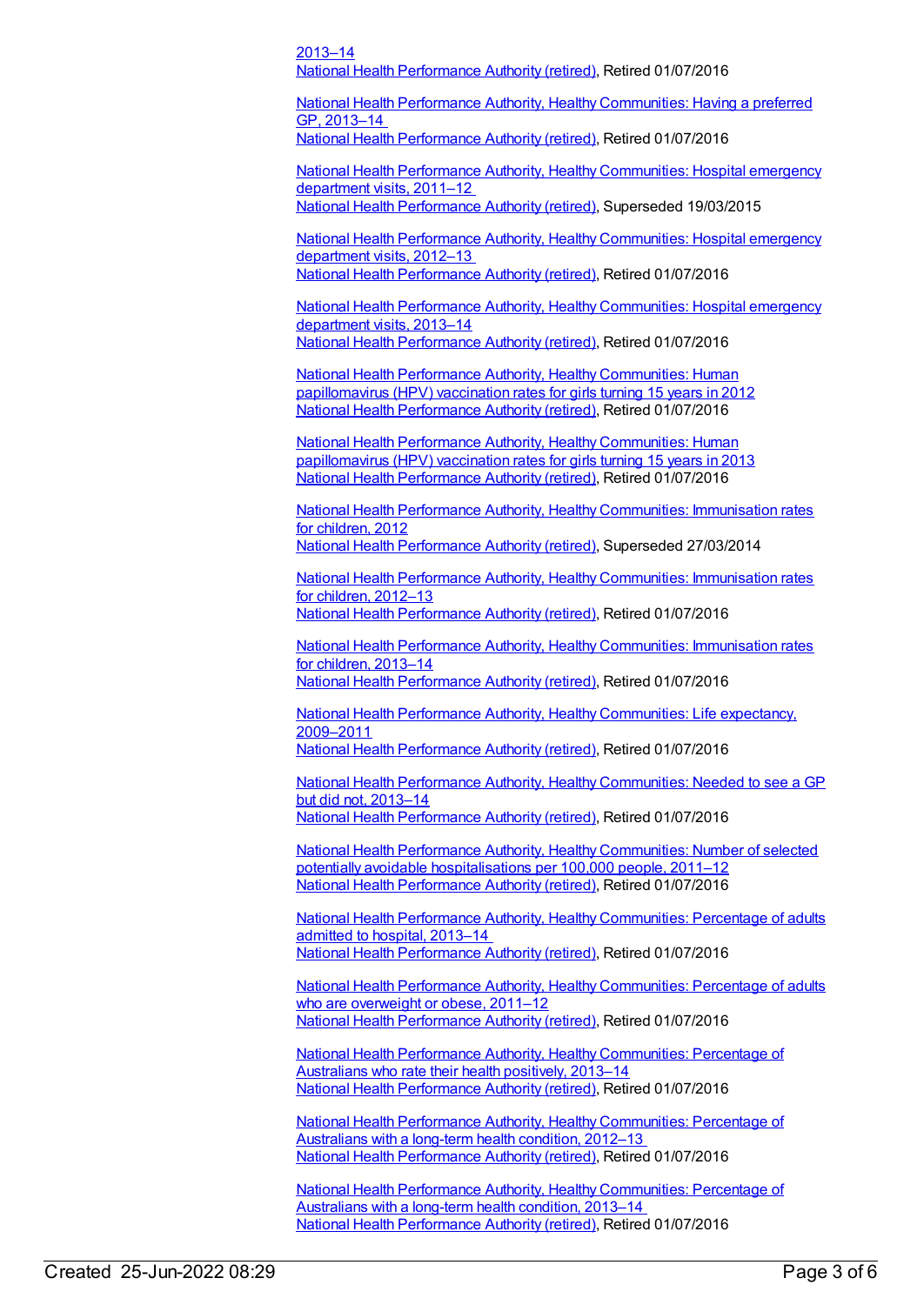2013–14
National Health Performance Authority (retired), Retired 01/07/2016

National Health Performance Authority, Healthy Communities: Having a preferred GP, 2013–14
National Health Performance Authority (retired), Retired 01/07/2016

National Health Performance Authority, Healthy Communities: Hospital emergency department visits, 2011–12
National Health Performance Authority (retired), Superseded 19/03/2015

National Health Performance Authority, Healthy Communities: Hospital emergency department visits, 2012–13
National Health Performance Authority (retired), Retired 01/07/2016

National Health Performance Authority, Healthy Communities: Hospital emergency department visits, 2013–14
National Health Performance Authority (retired), Retired 01/07/2016

National Health Performance Authority, Healthy Communities: Human papillomavirus (HPV) vaccination rates for girls turning 15 years in 2012
National Health Performance Authority (retired), Retired 01/07/2016

National Health Performance Authority, Healthy Communities: Human papillomavirus (HPV) vaccination rates for girls turning 15 years in 2013
National Health Performance Authority (retired), Retired 01/07/2016

National Health Performance Authority, Healthy Communities: Immunisation rates for children, 2012
National Health Performance Authority (retired), Superseded 27/03/2014

National Health Performance Authority, Healthy Communities: Immunisation rates for children, 2012–13
National Health Performance Authority (retired), Retired 01/07/2016

National Health Performance Authority, Healthy Communities: Immunisation rates for children, 2013–14
National Health Performance Authority (retired), Retired 01/07/2016

National Health Performance Authority, Healthy Communities: Life expectancy, 2009–2011
National Health Performance Authority (retired), Retired 01/07/2016

National Health Performance Authority, Healthy Communities: Needed to see a GP but did not, 2013–14
National Health Performance Authority (retired), Retired 01/07/2016

National Health Performance Authority, Healthy Communities: Number of selected potentially avoidable hospitalisations per 100,000 people, 2011–12
National Health Performance Authority (retired), Retired 01/07/2016

National Health Performance Authority, Healthy Communities: Percentage of adults admitted to hospital, 2013–14
National Health Performance Authority (retired), Retired 01/07/2016

National Health Performance Authority, Healthy Communities: Percentage of adults who are overweight or obese, 2011–12
National Health Performance Authority (retired), Retired 01/07/2016

National Health Performance Authority, Healthy Communities: Percentage of Australians who rate their health positively, 2013–14
National Health Performance Authority (retired), Retired 01/07/2016

National Health Performance Authority, Healthy Communities: Percentage of Australians with a long-term health condition, 2012–13
National Health Performance Authority (retired), Retired 01/07/2016

National Health Performance Authority, Healthy Communities: Percentage of Australians with a long-term health condition, 2013–14
National Health Performance Authority (retired), Retired 01/07/2016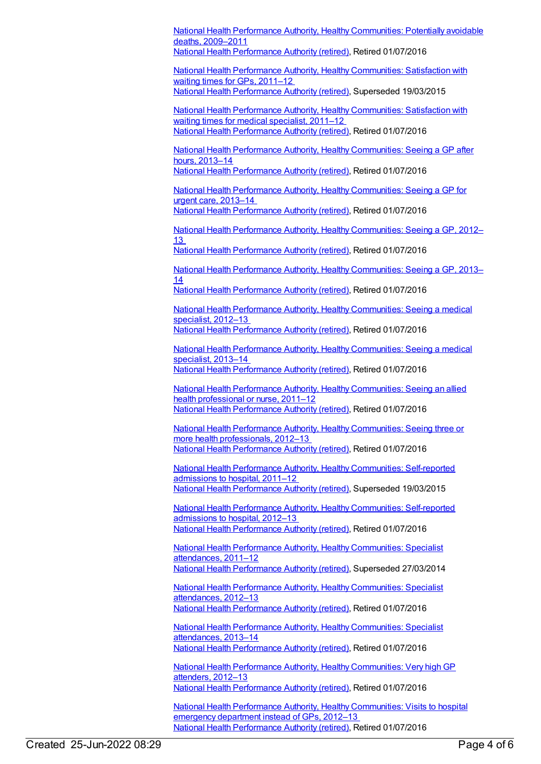National Health Performance Authority, Healthy Communities: Potentially avoidable deaths, 2009–2011
National Health Performance Authority (retired), Retired 01/07/2016

National Health Performance Authority, Healthy Communities: Satisfaction with waiting times for GPs, 2011–12
National Health Performance Authority (retired), Superseded 19/03/2015

National Health Performance Authority, Healthy Communities: Satisfaction with waiting times for medical specialist, 2011–12
National Health Performance Authority (retired), Retired 01/07/2016

National Health Performance Authority, Healthy Communities: Seeing a GP after hours, 2013–14
National Health Performance Authority (retired), Retired 01/07/2016

National Health Performance Authority, Healthy Communities: Seeing a GP for urgent care, 2013–14
National Health Performance Authority (retired), Retired 01/07/2016

National Health Performance Authority, Healthy Communities: Seeing a GP, 2012–13
National Health Performance Authority (retired), Retired 01/07/2016

National Health Performance Authority, Healthy Communities: Seeing a GP, 2013–14
National Health Performance Authority (retired), Retired 01/07/2016

National Health Performance Authority, Healthy Communities: Seeing a medical specialist, 2012–13
National Health Performance Authority (retired), Retired 01/07/2016

National Health Performance Authority, Healthy Communities: Seeing a medical specialist, 2013–14
National Health Performance Authority (retired), Retired 01/07/2016

National Health Performance Authority, Healthy Communities: Seeing an allied health professional or nurse, 2011–12
National Health Performance Authority (retired), Retired 01/07/2016

National Health Performance Authority, Healthy Communities: Seeing three or more health professionals, 2012–13
National Health Performance Authority (retired), Retired 01/07/2016

National Health Performance Authority, Healthy Communities: Self-reported admissions to hospital, 2011–12
National Health Performance Authority (retired), Superseded 19/03/2015

National Health Performance Authority, Healthy Communities: Self-reported admissions to hospital, 2012–13
National Health Performance Authority (retired), Retired 01/07/2016

National Health Performance Authority, Healthy Communities: Specialist attendances, 2011–12
National Health Performance Authority (retired), Superseded 27/03/2014

National Health Performance Authority, Healthy Communities: Specialist attendances, 2012–13
National Health Performance Authority (retired), Retired 01/07/2016

National Health Performance Authority, Healthy Communities: Specialist attendances, 2013–14
National Health Performance Authority (retired), Retired 01/07/2016

National Health Performance Authority, Healthy Communities: Very high GP attenders, 2012–13
National Health Performance Authority (retired), Retired 01/07/2016

National Health Performance Authority, Healthy Communities: Visits to hospital emergency department instead of GPs, 2012–13
National Health Performance Authority (retired), Retired 01/07/2016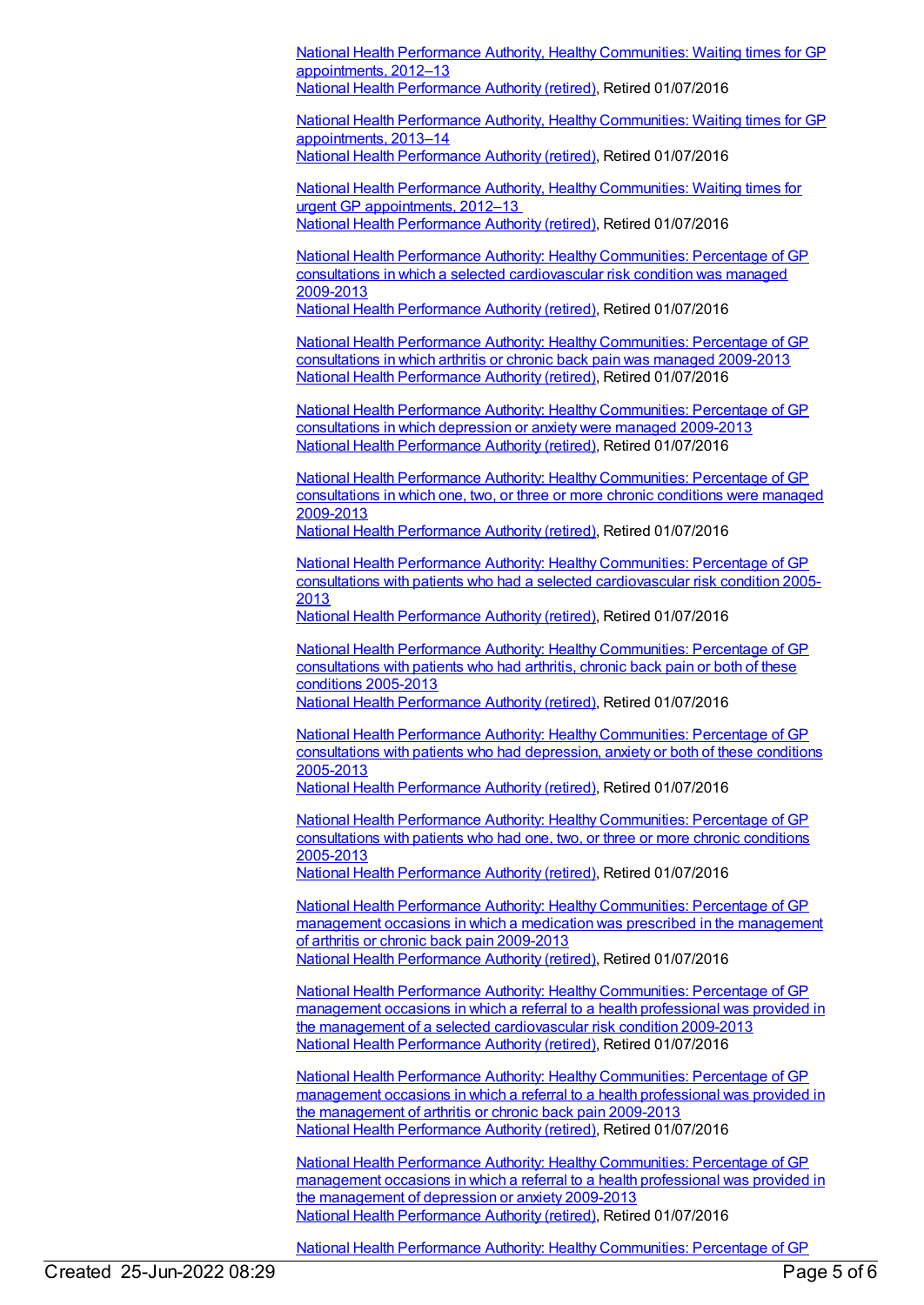National Health Performance Authority, Healthy Communities: Waiting times for GP appointments, 2012–13
National Health Performance Authority (retired), Retired 01/07/2016

National Health Performance Authority, Healthy Communities: Waiting times for GP appointments, 2013–14
National Health Performance Authority (retired), Retired 01/07/2016

National Health Performance Authority, Healthy Communities: Waiting times for urgent GP appointments, 2012–13
National Health Performance Authority (retired), Retired 01/07/2016

National Health Performance Authority: Healthy Communities: Percentage of GP consultations in which a selected cardiovascular risk condition was managed 2009-2013
National Health Performance Authority (retired), Retired 01/07/2016

National Health Performance Authority: Healthy Communities: Percentage of GP consultations in which arthritis or chronic back pain was managed 2009-2013
National Health Performance Authority (retired), Retired 01/07/2016

National Health Performance Authority: Healthy Communities: Percentage of GP consultations in which depression or anxiety were managed 2009-2013
National Health Performance Authority (retired), Retired 01/07/2016

National Health Performance Authority: Healthy Communities: Percentage of GP consultations in which one, two, or three or more chronic conditions were managed 2009-2013
National Health Performance Authority (retired), Retired 01/07/2016

National Health Performance Authority: Healthy Communities: Percentage of GP consultations with patients who had a selected cardiovascular risk condition 2005-2013
National Health Performance Authority (retired), Retired 01/07/2016

National Health Performance Authority: Healthy Communities: Percentage of GP consultations with patients who had arthritis, chronic back pain or both of these conditions 2005-2013
National Health Performance Authority (retired), Retired 01/07/2016

National Health Performance Authority: Healthy Communities: Percentage of GP consultations with patients who had depression, anxiety or both of these conditions 2005-2013
National Health Performance Authority (retired), Retired 01/07/2016

National Health Performance Authority: Healthy Communities: Percentage of GP consultations with patients who had one, two, or three or more chronic conditions 2005-2013
National Health Performance Authority (retired), Retired 01/07/2016

National Health Performance Authority: Healthy Communities: Percentage of GP management occasions in which a medication was prescribed in the management of arthritis or chronic back pain 2009-2013
National Health Performance Authority (retired), Retired 01/07/2016

National Health Performance Authority: Healthy Communities: Percentage of GP management occasions in which a referral to a health professional was provided in the management of a selected cardiovascular risk condition 2009-2013
National Health Performance Authority (retired), Retired 01/07/2016

National Health Performance Authority: Healthy Communities: Percentage of GP management occasions in which a referral to a health professional was provided in the management of arthritis or chronic back pain 2009-2013
National Health Performance Authority (retired), Retired 01/07/2016

National Health Performance Authority: Healthy Communities: Percentage of GP management occasions in which a referral to a health professional was provided in the management of depression or anxiety 2009-2013
National Health Performance Authority (retired), Retired 01/07/2016

National Health Performance Authority: Healthy Communities: Percentage of GP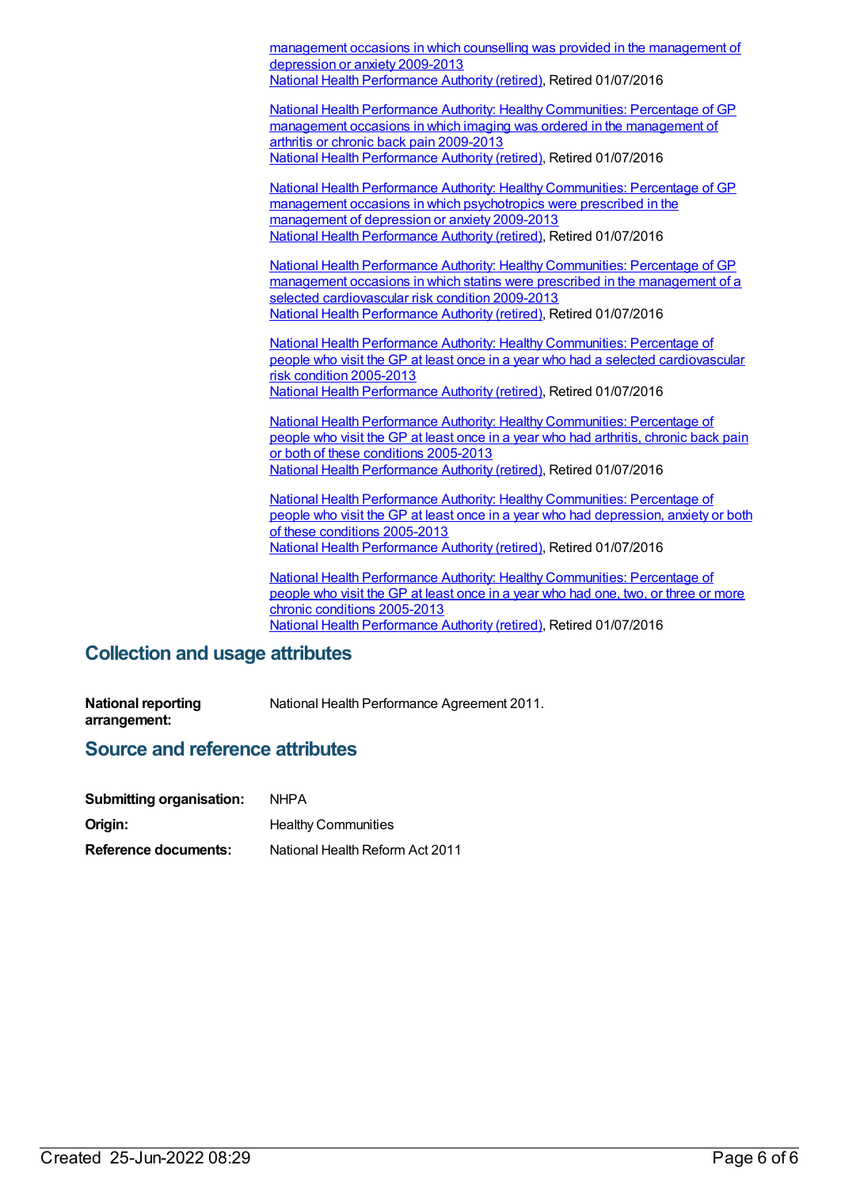management occasions in which counselling was provided in the management of depression or anxiety 2009-2013
National Health Performance Authority (retired), Retired 01/07/2016

National Health Performance Authority: Healthy Communities: Percentage of GP management occasions in which imaging was ordered in the management of arthritis or chronic back pain 2009-2013
National Health Performance Authority (retired), Retired 01/07/2016

National Health Performance Authority: Healthy Communities: Percentage of GP management occasions in which psychotropics were prescribed in the management of depression or anxiety 2009-2013
National Health Performance Authority (retired), Retired 01/07/2016

National Health Performance Authority: Healthy Communities: Percentage of GP management occasions in which statins were prescribed in the management of a selected cardiovascular risk condition 2009-2013
National Health Performance Authority (retired), Retired 01/07/2016

National Health Performance Authority: Healthy Communities: Percentage of people who visit the GP at least once in a year who had a selected cardiovascular risk condition 2005-2013
National Health Performance Authority (retired), Retired 01/07/2016

National Health Performance Authority: Healthy Communities: Percentage of people who visit the GP at least once in a year who had arthritis, chronic back pain or both of these conditions 2005-2013
National Health Performance Authority (retired), Retired 01/07/2016

National Health Performance Authority: Healthy Communities: Percentage of people who visit the GP at least once in a year who had depression, anxiety or both of these conditions 2005-2013
National Health Performance Authority (retired), Retired 01/07/2016

National Health Performance Authority: Healthy Communities: Percentage of people who visit the GP at least once in a year who had one, two, or three or more chronic conditions 2005-2013
National Health Performance Authority (retired), Retired 01/07/2016

## Collection and usage attributes

**National reporting arrangement:** National Health Performance Agreement 2011.

## Source and reference attributes

**Submitting organisation:** NHPA

**Origin:** Healthy Communities

**Reference documents:** National Health Reform Act 2011